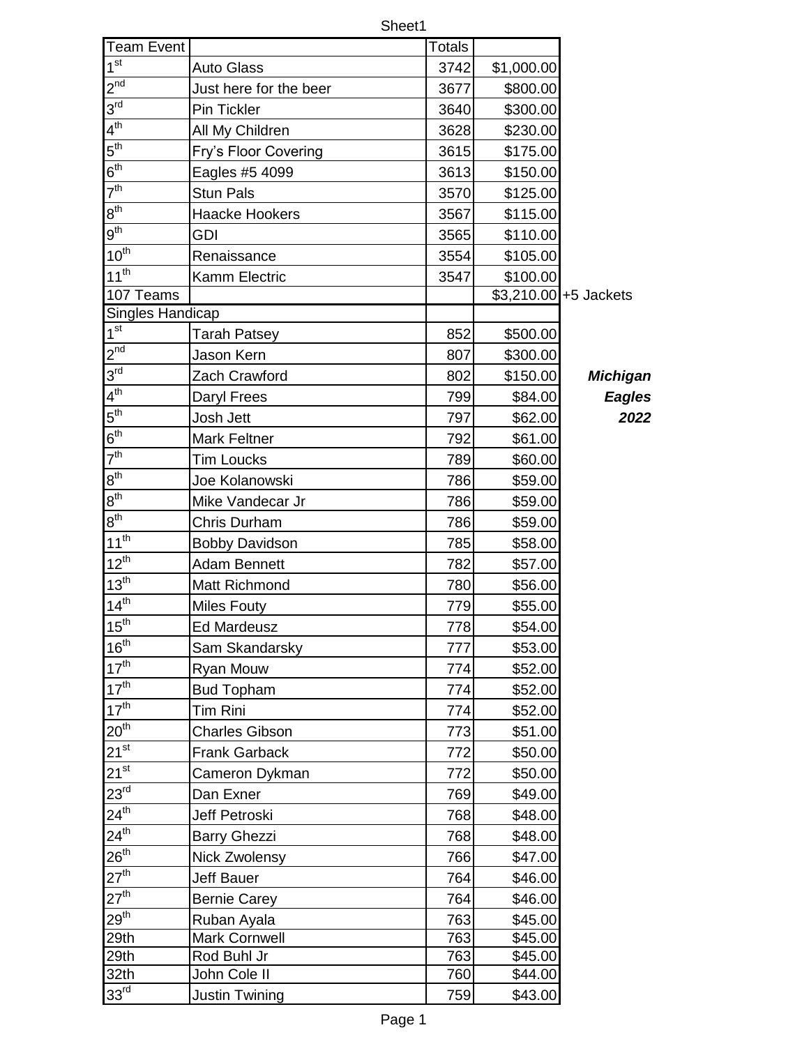| Team Event | | Totals | | |
|---|---|---|---|---|
| 1st | Auto Glass | 3742 | $1,000.00 | |
| 2nd | Just here for the beer | 3677 | $800.00 | |
| 3rd | Pin Tickler | 3640 | $300.00 | |
| 4th | All My Children | 3628 | $230.00 | |
| 5th | Fry's Floor Covering | 3615 | $175.00 | |
| 6th | Eagles #5 4099 | 3613 | $150.00 | |
| 7th | Stun Pals | 3570 | $125.00 | |
| 8th | Haacke Hookers | 3567 | $115.00 | |
| 9th | GDI | 3565 | $110.00 | |
| 10th | Renaissance | 3554 | $105.00 | |
| 11th | Kamm Electric | 3547 | $100.00 | |
| 107 Teams | | | $3,210.00 | +5 Jackets |

***Michigan Eagles 2022***

| Singles Handicap | | | |
|---|---|---|---|
| 1st | Tarah Patsey | 852 | $500.00 |
| 2nd | Jason Kern | 807 | $300.00 |
| 3rd | Zach Crawford | 802 | $150.00 |
| 4th | Daryl Frees | 799 | $84.00 |
| 5th | Josh Jett | 797 | $62.00 |
| 6th | Mark Feltner | 792 | $61.00 |
| 7th | Tim Loucks | 789 | $60.00 |
| 8th | Joe Kolanowski | 786 | $59.00 |
| 8th | Mike Vandecar Jr | 786 | $59.00 |
| 8th | Chris Durham | 786 | $59.00 |
| 11th | Bobby Davidson | 785 | $58.00 |
| 12th | Adam Bennett | 782 | $57.00 |
| 13th | Matt Richmond | 780 | $56.00 |
| 14th | Miles Fouty | 779 | $55.00 |
| 15th | Ed Mardeusz | 778 | $54.00 |
| 16th | Sam Skandarsky | 777 | $53.00 |
| 17th | Ryan Mouw | 774 | $52.00 |
| 17th | Bud Topham | 774 | $52.00 |
| 17th | Tim Rini | 774 | $52.00 |
| 20th | Charles Gibson | 773 | $51.00 |
| 21st | Frank Garback | 772 | $50.00 |
| 21st | Cameron Dykman | 772 | $50.00 |
| 23rd | Dan Exner | 769 | $49.00 |
| 24th | Jeff Petroski | 768 | $48.00 |
| 24th | Barry Ghezzi | 768 | $48.00 |
| 26th | Nick Zwolensy | 766 | $47.00 |
| 27th | Jeff Bauer | 764 | $46.00 |
| 27th | Bernie Carey | 764 | $46.00 |
| 29th | Ruban Ayala | 763 | $45.00 |
| 29th | Mark Cornwell | 763 | $45.00 |
| 29th | Rod Buhl Jr | 763 | $45.00 |
| 32th | John Cole II | 760 | $44.00 |
| 33rd | Justin Twining | 759 | $43.00 |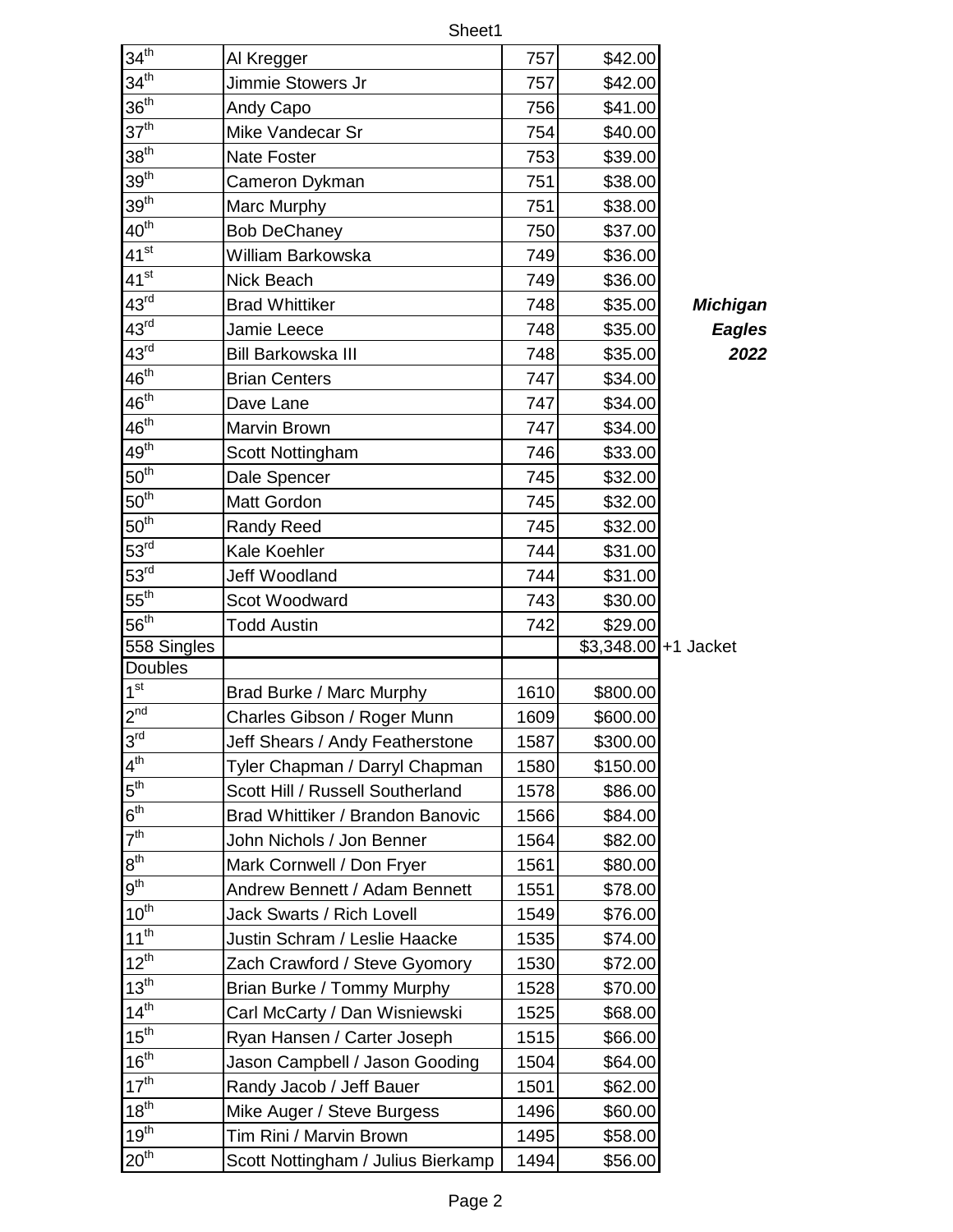| | | | | |
|---|---|---|---|---|
| 34th | Al Kregger | 757 | $42.00 | |
| 34th | Jimmie Stowers Jr | 757 | $42.00 | |
| 36th | Andy Capo | 756 | $41.00 | |
| 37th | Mike Vandecar Sr | 754 | $40.00 | |
| 38th | Nate Foster | 753 | $39.00 | |
| 39th | Cameron Dykman | 751 | $38.00 | |
| 39th | Marc Murphy | 751 | $38.00 | |
| 40th | Bob DeChaney | 750 | $37.00 | |
| 41st | William Barkowska | 749 | $36.00 | |
| 41st | Nick Beach | 749 | $36.00 | |
| 43rd | Brad Whittiker | 748 | $35.00 | ***Michigan*** |
| 43rd | Jamie Leece | 748 | $35.00 | ***Eagles*** |
| 43rd | Bill Barkowska III | 748 | $35.00 | ***2022*** |
| 46th | Brian Centers | 747 | $34.00 | |
| 46th | Dave Lane | 747 | $34.00 | |
| 46th | Marvin Brown | 747 | $34.00 | |
| 49th | Scott Nottingham | 746 | $33.00 | |
| 50th | Dale Spencer | 745 | $32.00 | |
| 50th | Matt Gordon | 745 | $32.00 | |
| 50th | Randy Reed | 745 | $32.00 | |
| 53rd | Kale Koehler | 744 | $31.00 | |
| 53rd | Jeff Woodland | 744 | $31.00 | |
| 55th | Scot Woodward | 743 | $30.00 | |
| 56th | Todd Austin | 742 | $29.00 | |
| 558 Singles | | | $3,348.00 | +1 Jacket |
| Doubles | | | | |
| 1st | Brad Burke / Marc Murphy | 1610 | $800.00 | |
| 2nd | Charles Gibson / Roger Munn | 1609 | $600.00 | |
| 3rd | Jeff Shears / Andy Featherstone | 1587 | $300.00 | |
| 4th | Tyler Chapman / Darryl Chapman | 1580 | $150.00 | |
| 5th | Scott Hill / Russell Southerland | 1578 | $86.00 | |
| 6th | Brad Whittiker / Brandon Banovic | 1566 | $84.00 | |
| 7th | John Nichols / Jon Benner | 1564 | $82.00 | |
| 8th | Mark Cornwell / Don Fryer | 1561 | $80.00 | |
| 9th | Andrew Bennett / Adam Bennett | 1551 | $78.00 | |
| 10th | Jack Swarts / Rich Lovell | 1549 | $76.00 | |
| 11th | Justin Schram / Leslie Haacke | 1535 | $74.00 | |
| 12th | Zach Crawford / Steve Gyomory | 1530 | $72.00 | |
| 13th | Brian Burke / Tommy Murphy | 1528 | $70.00 | |
| 14th | Carl McCarty / Dan Wisniewski | 1525 | $68.00 | |
| 15th | Ryan Hansen / Carter Joseph | 1515 | $66.00 | |
| 16th | Jason Campbell / Jason Gooding | 1504 | $64.00 | |
| 17th | Randy Jacob / Jeff Bauer | 1501 | $62.00 | |
| 18th | Mike Auger / Steve Burgess | 1496 | $60.00 | |
| 19th | Tim Rini / Marvin Brown | 1495 | $58.00 | |
| 20th | Scott Nottingham / Julius Bierkamp | 1494 | $56.00 | |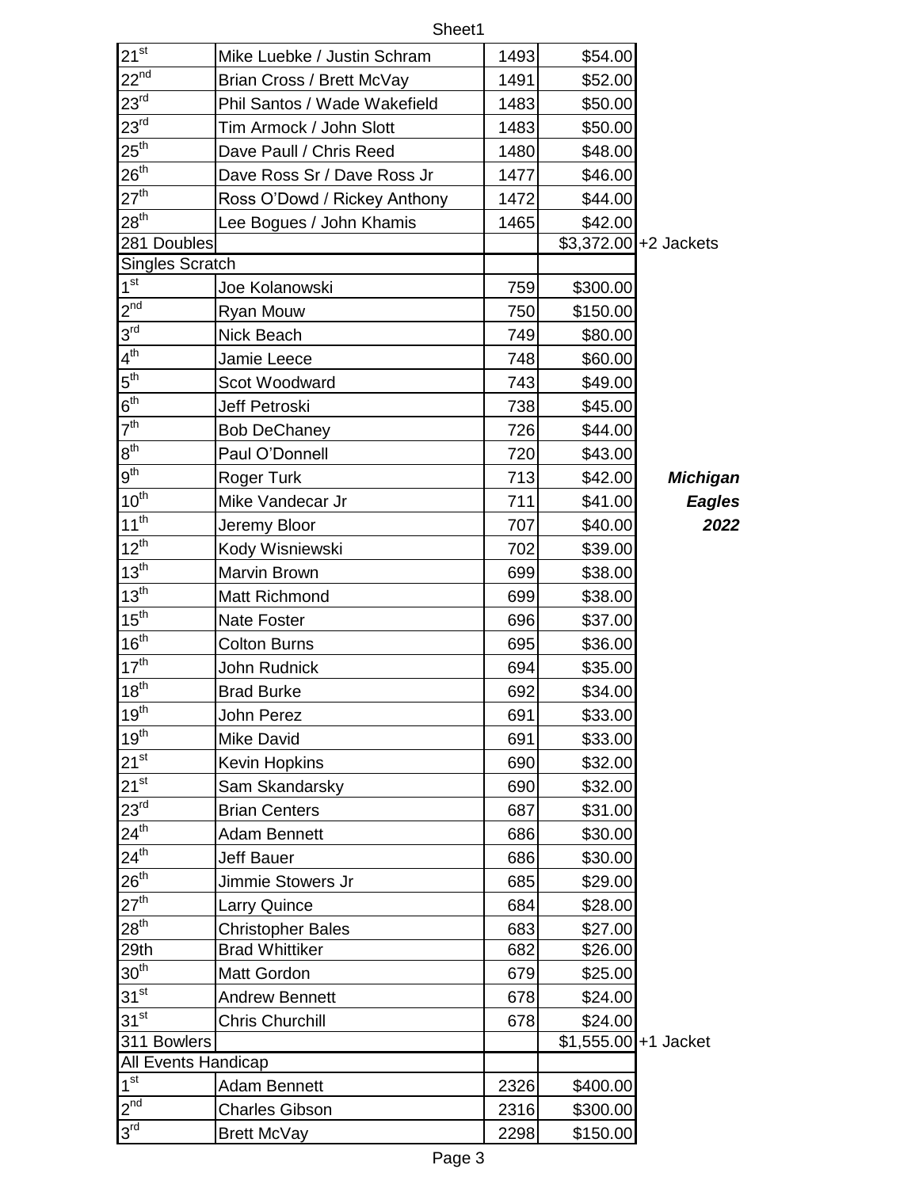| Place | Name | Score | Prize | |
|---|---|---|---|---|
| 21st | Mike Luebke / Justin Schram | 1493 | $54.00 | |
| 22nd | Brian Cross / Brett McVay | 1491 | $52.00 | |
| 23rd | Phil Santos / Wade Wakefield | 1483 | $50.00 | |
| 23rd | Tim Armock / John Slott | 1483 | $50.00 | |
| 25th | Dave Paull / Chris Reed | 1480 | $48.00 | |
| 26th | Dave Ross Sr / Dave Ross Jr | 1477 | $46.00 | |
| 27th | Ross O'Dowd / Rickey Anthony | 1472 | $44.00 | |
| 28th | Lee Bogues / John Khamis | 1465 | $42.00 | |
| 281 Doubles | | | $3,372.00 | +2 Jackets |
| Singles Scratch | | | | |
| 1st | Joe Kolanowski | 759 | $300.00 | |
| 2nd | Ryan Mouw | 750 | $150.00 | |
| 3rd | Nick Beach | 749 | $80.00 | |
| 4th | Jamie Leece | 748 | $60.00 | |
| 5th | Scot Woodward | 743 | $49.00 | |
| 6th | Jeff Petroski | 738 | $45.00 | |
| 7th | Bob DeChaney | 726 | $44.00 | |
| 8th | Paul O'Donnell | 720 | $43.00 | |
| 9th | Roger Turk | 713 | $42.00 | ***Michigan*** |
| 10th | Mike Vandecar Jr | 711 | $41.00 | ***Eagles*** |
| 11th | Jeremy Bloor | 707 | $40.00 | ***2022*** |
| 12th | Kody Wisniewski | 702 | $39.00 | |
| 13th | Marvin Brown | 699 | $38.00 | |
| 13th | Matt Richmond | 699 | $38.00 | |
| 15th | Nate Foster | 696 | $37.00 | |
| 16th | Colton Burns | 695 | $36.00 | |
| 17th | John Rudnick | 694 | $35.00 | |
| 18th | Brad Burke | 692 | $34.00 | |
| 19th | John Perez | 691 | $33.00 | |
| 19th | Mike David | 691 | $33.00 | |
| 21st | Kevin Hopkins | 690 | $32.00 | |
| 21st | Sam Skandarsky | 690 | $32.00 | |
| 23rd | Brian Centers | 687 | $31.00 | |
| 24th | Adam Bennett | 686 | $30.00 | |
| 24th | Jeff Bauer | 686 | $30.00 | |
| 26th | Jimmie Stowers Jr | 685 | $29.00 | |
| 27th | Larry Quince | 684 | $28.00 | |
| 28th | Christopher Bales | 683 | $27.00 | |
| 29th | Brad Whittiker | 682 | $26.00 | |
| 30th | Matt Gordon | 679 | $25.00 | |
| 31st | Andrew Bennett | 678 | $24.00 | |
| 31st | Chris Churchill | 678 | $24.00 | |
| 311 Bowlers | | | $1,555.00 | +1 Jacket |
| All Events Handicap | | | | |
| 1st | Adam Bennett | 2326 | $400.00 | |
| 2nd | Charles Gibson | 2316 | $300.00 | |
| 3rd | Brett McVay | 2298 | $150.00 | |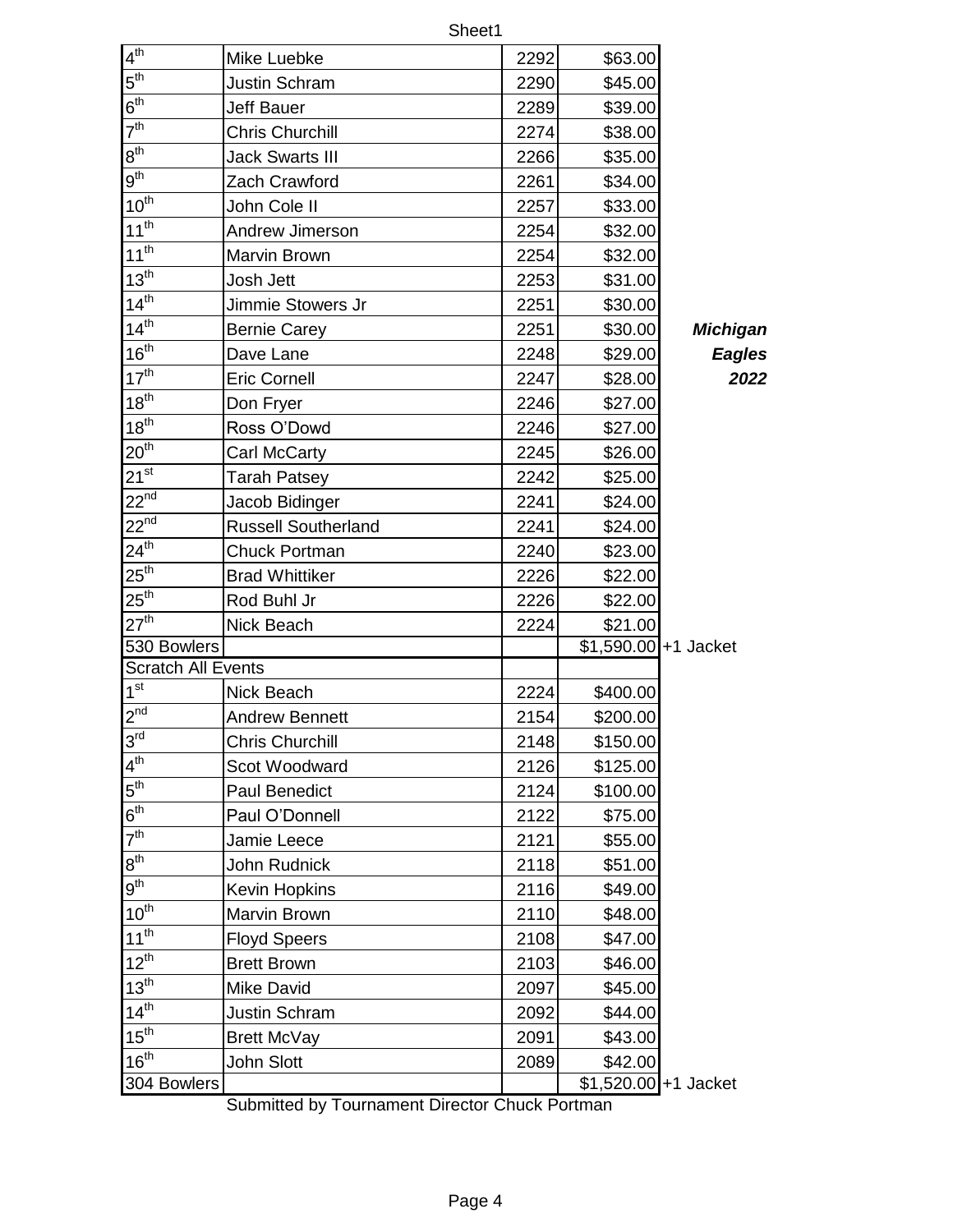| | | | | |
|---|---|---|---|---|
| 4th | Mike Luebke | 2292 | $63.00 | |
| 5th | Justin Schram | 2290 | $45.00 | |
| 6th | Jeff Bauer | 2289 | $39.00 | |
| 7th | Chris Churchill | 2274 | $38.00 | |
| 8th | Jack Swarts III | 2266 | $35.00 | |
| 9th | Zach Crawford | 2261 | $34.00 | |
| 10th | John Cole II | 2257 | $33.00 | |
| 11th | Andrew Jimerson | 2254 | $32.00 | |
| 11th | Marvin Brown | 2254 | $32.00 | |
| 13th | Josh Jett | 2253 | $31.00 | |
| 14th | Jimmie Stowers Jr | 2251 | $30.00 | |
| 14th | Bernie Carey | 2251 | $30.00 | ***Michigan*** |
| 16th | Dave Lane | 2248 | $29.00 | ***Eagles*** |
| 17th | Eric Cornell | 2247 | $28.00 | ***2022*** |
| 18th | Don Fryer | 2246 | $27.00 | |
| 18th | Ross O'Dowd | 2246 | $27.00 | |
| 20th | Carl McCarty | 2245 | $26.00 | |
| 21st | Tarah Patsey | 2242 | $25.00 | |
| 22nd | Jacob Bidinger | 2241 | $24.00 | |
| 22nd | Russell Southerland | 2241 | $24.00 | |
| 24th | Chuck Portman | 2240 | $23.00 | |
| 25th | Brad Whittiker | 2226 | $22.00 | |
| 25th | Rod Buhl Jr | 2226 | $22.00 | |
| 27th | Nick Beach | 2224 | $21.00 | |
| 530 Bowlers | | | $1,590.00 | +1 Jacket |
| Scratch All Events | | | | |
| 1st | Nick Beach | 2224 | $400.00 | |
| 2nd | Andrew Bennett | 2154 | $200.00 | |
| 3rd | Chris Churchill | 2148 | $150.00 | |
| 4th | Scot Woodward | 2126 | $125.00 | |
| 5th | Paul Benedict | 2124 | $100.00 | |
| 6th | Paul O'Donnell | 2122 | $75.00 | |
| 7th | Jamie Leece | 2121 | $55.00 | |
| 8th | John Rudnick | 2118 | $51.00 | |
| 9th | Kevin Hopkins | 2116 | $49.00 | |
| 10th | Marvin Brown | 2110 | $48.00 | |
| 11th | Floyd Speers | 2108 | $47.00 | |
| 12th | Brett Brown | 2103 | $46.00 | |
| 13th | Mike David | 2097 | $45.00 | |
| 14th | Justin Schram | 2092 | $44.00 | |
| 15th | Brett McVay | 2091 | $43.00 | |
| 16th | John Slott | 2089 | $42.00 | |
| 304 Bowlers | | | $1,520.00 | +1 Jacket |

Submitted by Tournament Director Chuck Portman